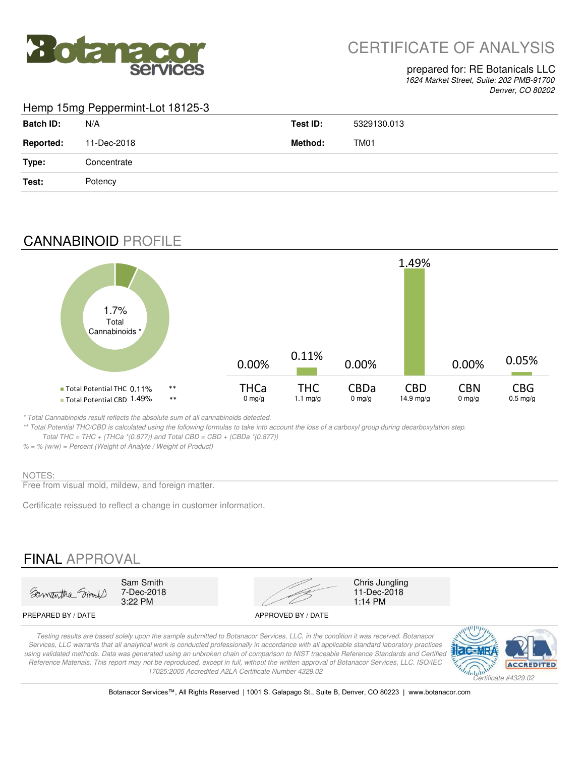Botanacor services

# CERTIFICATE OF ANALYSIS

prepared for: RE Botanicals LLC
*1624 Market Street, Suite: 202 PMB-91700*
*Denver, CO 80202*

## Hemp 15mg Peppermint-Lot 18125-3

| | | | |
|---|---|---|---|
| **Batch ID:** | N/A | **Test ID:** | 5329130.013 |
| **Reported:** | 11-Dec-2018 | **Method:** | TM01 |
| **Type:** | Concentrate | | |
| **Test:** | Potency | | |

## CANNABINOID PROFILE

1.7% Total Cannabinoids *

- Total Potential THC 0.11% **
- Total Potential CBD 1.49% **

| | THCa | THC | CBDa | CBD | CBN | CBG |
|---|---|---|---|---|---|---|
| % | 0.00% | 0.11% | 0.00% | 1.49% | 0.00% | 0.05% |
| mg/g | 0 mg/g | 1.1 mg/g | 0 mg/g | 14.9 mg/g | 0 mg/g | 0.5 mg/g |

*\* Total Cannabinoids result reflects the absolute sum of all cannabinoids detected.*
*\*\* Total Potential THC/CBD is calculated using the following formulas to take into account the loss of a carboxyl group during decarboxylation step.*
*Total THC = THC + (THCa \*(0.877)) and Total CBD = CBD + (CBDa \*(0.877))*
*% = % (w/w) = Percent (Weight of Analyte / Weight of Product)*

NOTES:
Free from visual mold, mildew, and foreign matter.

Certificate reissued to reflect a change in customer information.

## FINAL APPROVAL

| PREPARED BY / DATE | APPROVED BY / DATE |
|---|---|
| Sam Smith<br>7-Dec-2018<br>3:22 PM | Chris Jungling<br>11-Dec-2018<br>1:14 PM |

*Testing results are based solely upon the sample submitted to Botanacor Services, LLC, in the condition it was received. Botanacor Services, LLC warrants that all analytical work is conducted professionally in accordance with all applicable standard laboratory practices using validated methods. Data was generated using an unbroken chain of comparison to NIST traceable Reference Standards and Certified Reference Materials. This report may not be reproduced, except in full, without the written approval of Botanacor Services, LLC. ISO/IEC 17025:2005 Accredited A2LA Certificate Number 4329.02*

ilac-MRA A2LA ACCREDITED *Certificate #4329.02*

Botanacor Services™, All Rights Reserved | 1001 S. Galapago St., Suite B, Denver, CO 80223 | www.botanacor.com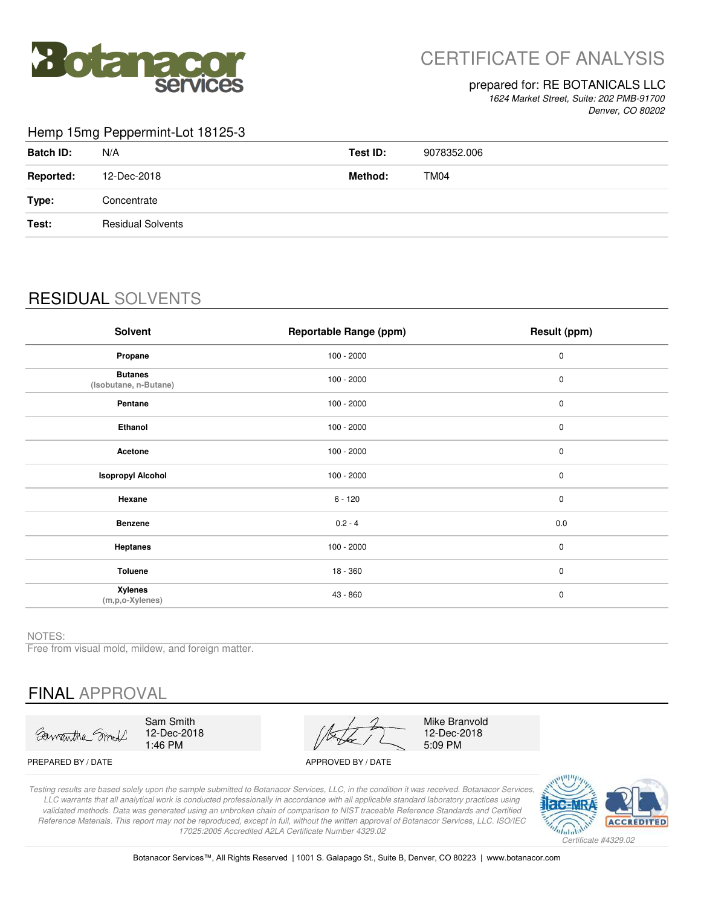# CERTIFICATE OF ANALYSIS

prepared for: RE BOTANICALS LLC
*1624 Market Street, Suite: 202 PMB-91700*
*Denver, CO 80202*

## Hemp 15mg Peppermint-Lot 18125-3

| | | | |
|---|---|---|---|
| **Batch ID:** | N/A | **Test ID:** | 9078352.006 |
| **Reported:** | 12-Dec-2018 | **Method:** | TM04 |
| **Type:** | Concentrate | | |
| **Test:** | Residual Solvents | | |

## RESIDUAL SOLVENTS

| Solvent | Reportable Range (ppm) | Result (ppm) |
|---|---|---|
| **Propane** | 100 - 2000 | 0 |
| **Butanes** (Isobutane, n-Butane) | 100 - 2000 | 0 |
| **Pentane** | 100 - 2000 | 0 |
| **Ethanol** | 100 - 2000 | 0 |
| **Acetone** | 100 - 2000 | 0 |
| **Isopropyl Alcohol** | 100 - 2000 | 0 |
| **Hexane** | 6 - 120 | 0 |
| **Benzene** | 0.2 - 4 | 0.0 |
| **Heptanes** | 100 - 2000 | 0 |
| **Toluene** | 18 - 360 | 0 |
| **Xylenes** (m,p,o-Xylenes) | 43 - 860 | 0 |

NOTES:
Free from visual mold, mildew, and foreign matter.

## FINAL APPROVAL

Sam Smith
12-Dec-2018
1:46 PM

PREPARED BY / DATE

Mike Branvold
12-Dec-2018
5:09 PM

APPROVED BY / DATE

*Testing results are based solely upon the sample submitted to Botanacor Services, LLC, in the condition it was received. Botanacor Services, LLC warrants that all analytical work is conducted professionally in accordance with all applicable standard laboratory practices using validated methods. Data was generated using an unbroken chain of comparison to NIST traceable Reference Standards and Certified Reference Materials. This report may not be reproduced, except in full, without the written approval of Botanacor Services, LLC. ISO/IEC 17025:2005 Accredited A2LA Certificate Number 4329.02*

*Certificate #4329.02*

Botanacor Services™, All Rights Reserved | 1001 S. Galapago St., Suite B, Denver, CO 80223 | www.botanacor.com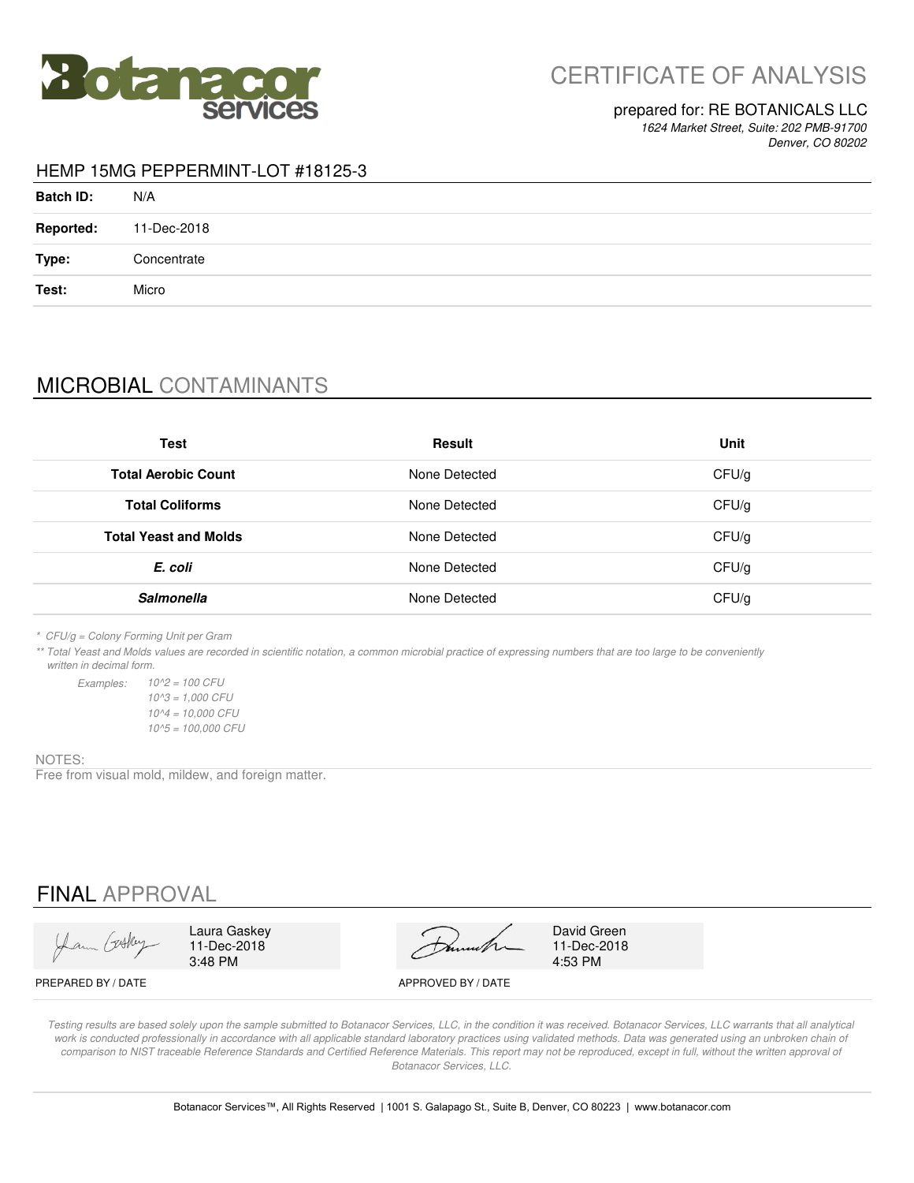# CERTIFICATE OF ANALYSIS

prepared for: RE BOTANICALS LLC

*1624 Market Street, Suite: 202 PMB-91700*
*Denver, CO 80202*

## HEMP 15MG PEPPERMINT-LOT #18125-3

| | |
|---|---|
| **Batch ID:** | N/A |
| **Reported:** | 11-Dec-2018 |
| **Type:** | Concentrate |
| **Test:** | Micro |

## MICROBIAL CONTAMINANTS

| Test | Result | Unit |
|---|---|---|
| **Total Aerobic Count** | None Detected | CFU/g |
| **Total Coliforms** | None Detected | CFU/g |
| **Total Yeast and Molds** | None Detected | CFU/g |
| ***E. coli*** | None Detected | CFU/g |
| ***Salmonella*** | None Detected | CFU/g |

*\* CFU/g = Colony Forming Unit per Gram*

*\*\* Total Yeast and Molds values are recorded in scientific notation, a common microbial practice of expressing numbers that are too large to be conveniently written in decimal form.*

*Examples:*
*10^2 = 100 CFU*
*10^3 = 1,000 CFU*
*10^4 = 10,000 CFU*
*10^5 = 100,000 CFU*

NOTES:

Free from visual mold, mildew, and foreign matter.

## FINAL APPROVAL

Laura Gaskey
11-Dec-2018
3:48 PM

PREPARED BY / DATE

David Green
11-Dec-2018
4:53 PM

APPROVED BY / DATE

*Testing results are based solely upon the sample submitted to Botanacor Services, LLC, in the condition it was received. Botanacor Services, LLC warrants that all analytical work is conducted professionally in accordance with all applicable standard laboratory practices using validated methods. Data was generated using an unbroken chain of comparison to NIST traceable Reference Standards and Certified Reference Materials. This report may not be reproduced, except in full, without the written approval of Botanacor Services, LLC.*

Botanacor Services™, All Rights Reserved | 1001 S. Galapago St., Suite B, Denver, CO 80223 | www.botanacor.com